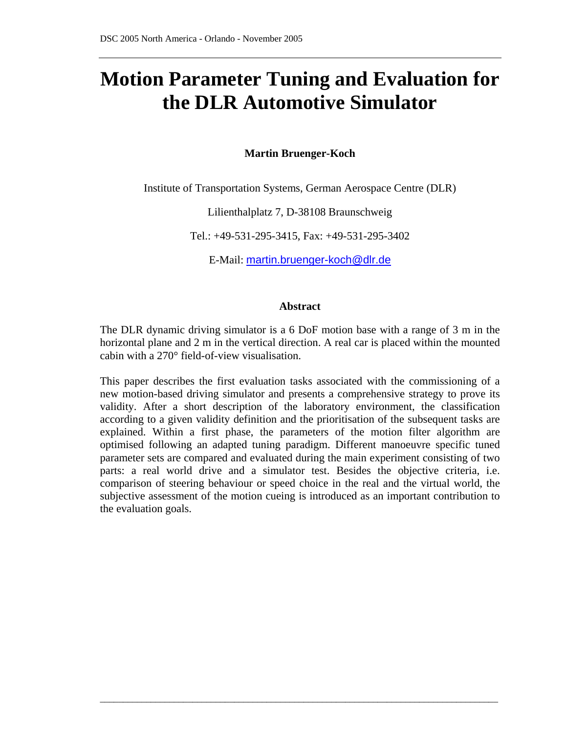# Motion Parameter Tuning and Evaluation for the DLR Automotive Simulator

**Martin Bruenger-Koch**

Institute of Transportation Systems, German Aerospace Centre (DLR)

Lilienthalplatz 7, D-38108 Braunschweig

Tel.: +49-531-295-3415, Fax: +49-531-295-3402

E-Mail: martin.bruenger-koch@dlr.de

## Abstract

The DLR dynamic driving simulator is a 6 DoF motion base with a range of 3 m in the horizontal plane and 2 m in the vertical direction. A real car is placed within the mounted cabin with a 270° field-of-view visualisation.

This paper describes the first evaluation tasks associated with the commissioning of a new motion-based driving simulator and presents a comprehensive strategy to prove its validity. After a short description of the laboratory environment, the classification according to a given validity definition and the prioritisation of the subsequent tasks are explained. Within a first phase, the parameters of the motion filter algorithm are optimised following an adapted tuning paradigm. Different manoeuvre specific tuned parameter sets are compared and evaluated during the main experiment consisting of two parts: a real world drive and a simulator test. Besides the objective criteria, i.e. comparison of steering behaviour or speed choice in the real and the virtual world, the subjective assessment of the motion cueing is introduced as an important contribution to the evaluation goals.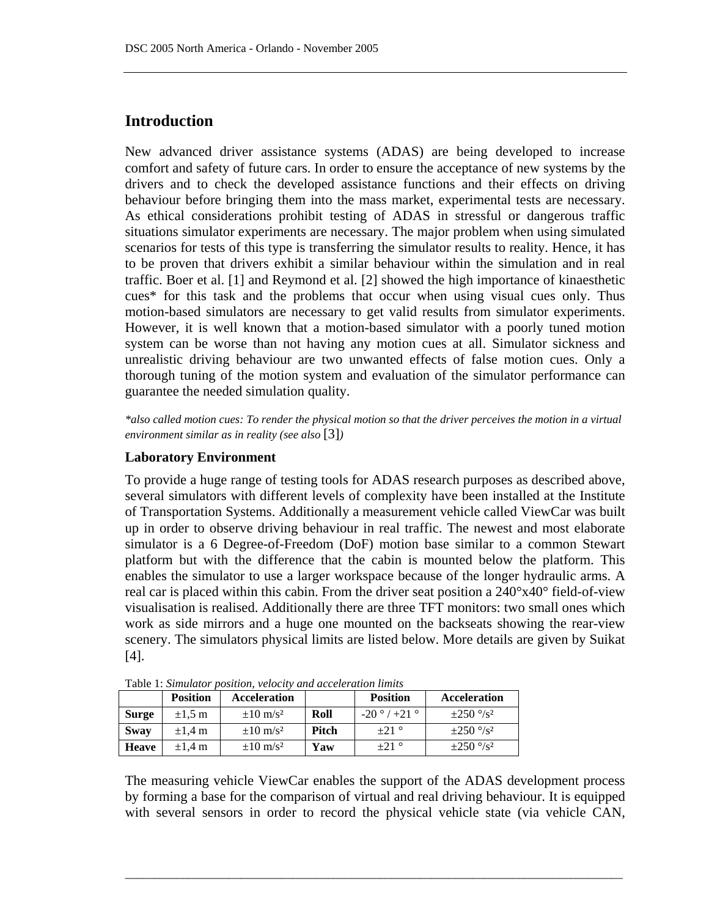## Introduction

New advanced driver assistance systems (ADAS) are being developed to increase comfort and safety of future cars. In order to ensure the acceptance of new systems by the drivers and to check the developed assistance functions and their effects on driving behaviour before bringing them into the mass market, experimental tests are necessary. As ethical considerations prohibit testing of ADAS in stressful or dangerous traffic situations simulator experiments are necessary. The major problem when using simulated scenarios for tests of this type is transferring the simulator results to reality. Hence, it has to be proven that drivers exhibit a similar behaviour within the simulation and in real traffic. Boer et al. [1] and Reymond et al. [2] showed the high importance of kinaesthetic cues* for this task and the problems that occur when using visual cues only. Thus motion-based simulators are necessary to get valid results from simulator experiments. However, it is well known that a motion-based simulator with a poorly tuned motion system can be worse than not having any motion cues at all. Simulator sickness and unrealistic driving behaviour are two unwanted effects of false motion cues. Only a thorough tuning of the motion system and evaluation of the simulator performance can guarantee the needed simulation quality.

*\*also called motion cues: To render the physical motion so that the driver perceives the motion in a virtual environment similar as in reality (see also* [3]*)*

### Laboratory Environment

To provide a huge range of testing tools for ADAS research purposes as described above, several simulators with different levels of complexity have been installed at the Institute of Transportation Systems. Additionally a measurement vehicle called ViewCar was built up in order to observe driving behaviour in real traffic. The newest and most elaborate simulator is a 6 Degree-of-Freedom (DoF) motion base similar to a common Stewart platform but with the difference that the cabin is mounted below the platform. This enables the simulator to use a larger workspace because of the longer hydraulic arms. A real car is placed within this cabin. From the driver seat position a 240°x40° field-of-view visualisation is realised. Additionally there are three TFT monitors: two small ones which work as side mirrors and a huge one mounted on the backseats showing the rear-view scenery. The simulators physical limits are listed below. More details are given by Suikat [4].

Table 1: *Simulator position, velocity and acceleration limits*

| | Position | Acceleration | | Position | Acceleration |
|---|---|---|---|---|---|
| **Surge** | ±1,5 m | ±10 m/s² | **Roll** | -20 ° / +21 ° | ±250 °/s² |
| **Sway** | ±1,4 m | ±10 m/s² | **Pitch** | ±21 ° | ±250 °/s² |
| **Heave** | ±1,4 m | ±10 m/s² | **Yaw** | ±21 ° | ±250 °/s² |

The measuring vehicle ViewCar enables the support of the ADAS development process by forming a base for the comparison of virtual and real driving behaviour. It is equipped with several sensors in order to record the physical vehicle state (via vehicle CAN,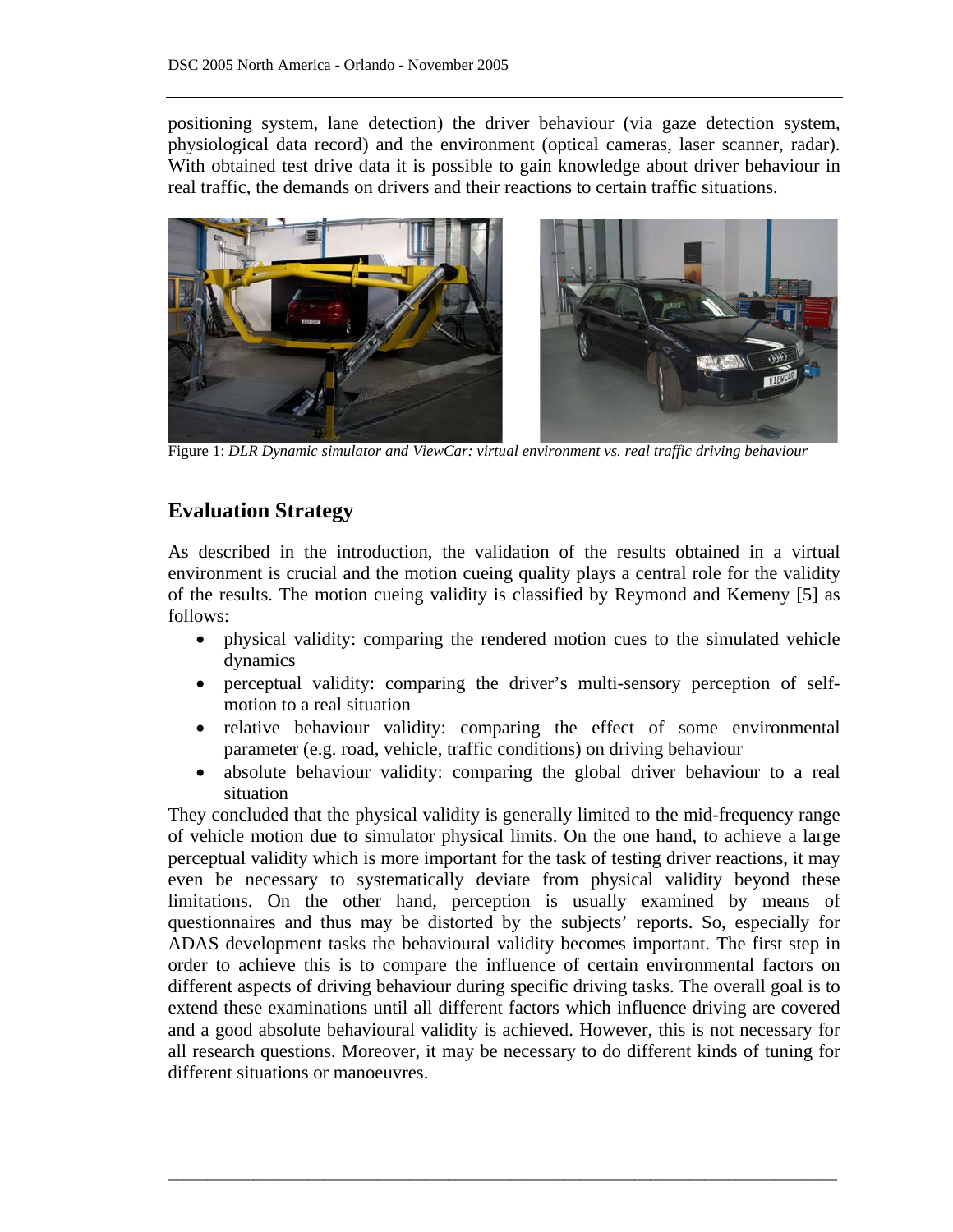positioning system, lane detection) the driver behaviour (via gaze detection system, physiological data record) and the environment (optical cameras, laser scanner, radar). With obtained test drive data it is possible to gain knowledge about driver behaviour in real traffic, the demands on drivers and their reactions to certain traffic situations.

Figure 1: *DLR Dynamic simulator and ViewCar: virtual environment vs. real traffic driving behaviour*

## Evaluation Strategy

As described in the introduction, the validation of the results obtained in a virtual environment is crucial and the motion cueing quality plays a central role for the validity of the results. The motion cueing validity is classified by Reymond and Kemeny [5] as follows:

- physical validity: comparing the rendered motion cues to the simulated vehicle dynamics
- perceptual validity: comparing the driver's multi-sensory perception of self-motion to a real situation
- relative behaviour validity: comparing the effect of some environmental parameter (e.g. road, vehicle, traffic conditions) on driving behaviour
- absolute behaviour validity: comparing the global driver behaviour to a real situation

They concluded that the physical validity is generally limited to the mid-frequency range of vehicle motion due to simulator physical limits. On the one hand, to achieve a large perceptual validity which is more important for the task of testing driver reactions, it may even be necessary to systematically deviate from physical validity beyond these limitations. On the other hand, perception is usually examined by means of questionnaires and thus may be distorted by the subjects' reports. So, especially for ADAS development tasks the behavioural validity becomes important. The first step in order to achieve this is to compare the influence of certain environmental factors on different aspects of driving behaviour during specific driving tasks. The overall goal is to extend these examinations until all different factors which influence driving are covered and a good absolute behavioural validity is achieved. However, this is not necessary for all research questions. Moreover, it may be necessary to do different kinds of tuning for different situations or manoeuvres.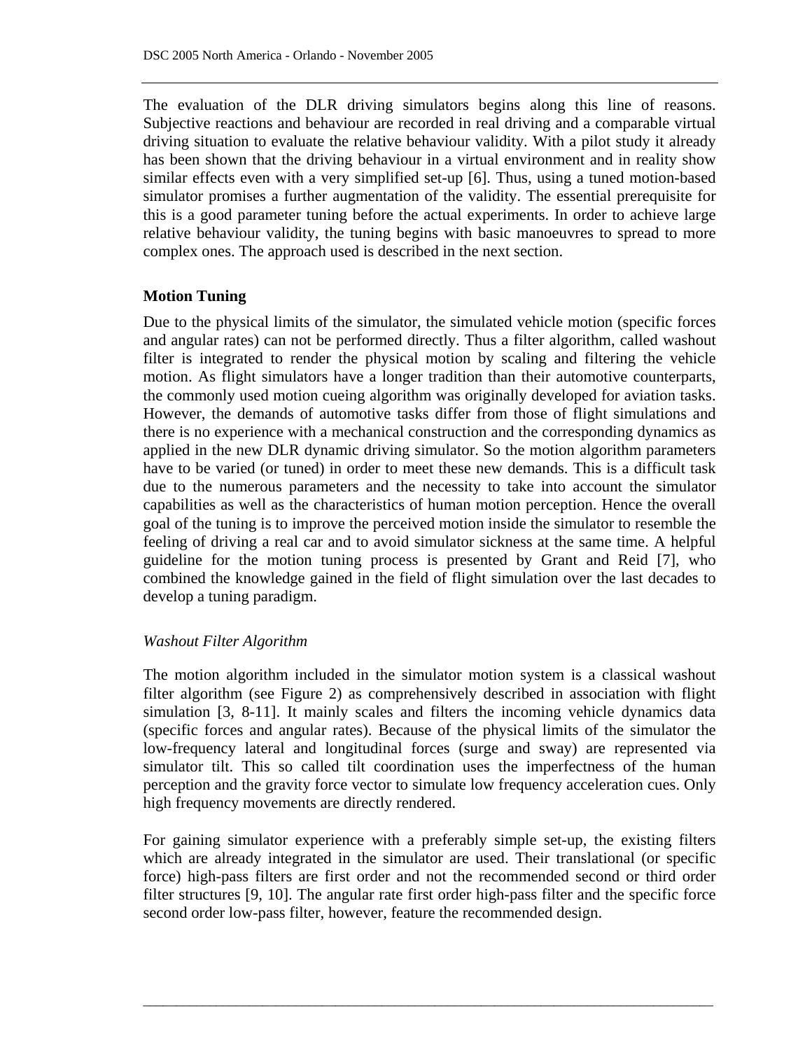The evaluation of the DLR driving simulators begins along this line of reasons. Subjective reactions and behaviour are recorded in real driving and a comparable virtual driving situation to evaluate the relative behaviour validity. With a pilot study it already has been shown that the driving behaviour in a virtual environment and in reality show similar effects even with a very simplified set-up [6]. Thus, using a tuned motion-based simulator promises a further augmentation of the validity. The essential prerequisite for this is a good parameter tuning before the actual experiments. In order to achieve large relative behaviour validity, the tuning begins with basic manoeuvres to spread to more complex ones. The approach used is described in the next section.

## Motion Tuning

Due to the physical limits of the simulator, the simulated vehicle motion (specific forces and angular rates) can not be performed directly. Thus a filter algorithm, called washout filter is integrated to render the physical motion by scaling and filtering the vehicle motion. As flight simulators have a longer tradition than their automotive counterparts, the commonly used motion cueing algorithm was originally developed for aviation tasks. However, the demands of automotive tasks differ from those of flight simulations and there is no experience with a mechanical construction and the corresponding dynamics as applied in the new DLR dynamic driving simulator. So the motion algorithm parameters have to be varied (or tuned) in order to meet these new demands. This is a difficult task due to the numerous parameters and the necessity to take into account the simulator capabilities as well as the characteristics of human motion perception. Hence the overall goal of the tuning is to improve the perceived motion inside the simulator to resemble the feeling of driving a real car and to avoid simulator sickness at the same time. A helpful guideline for the motion tuning process is presented by Grant and Reid [7], who combined the knowledge gained in the field of flight simulation over the last decades to develop a tuning paradigm.

### *Washout Filter Algorithm*

The motion algorithm included in the simulator motion system is a classical washout filter algorithm (see Figure 2) as comprehensively described in association with flight simulation [3, 8-11]. It mainly scales and filters the incoming vehicle dynamics data (specific forces and angular rates). Because of the physical limits of the simulator the low-frequency lateral and longitudinal forces (surge and sway) are represented via simulator tilt. This so called tilt coordination uses the imperfectness of the human perception and the gravity force vector to simulate low frequency acceleration cues. Only high frequency movements are directly rendered.

For gaining simulator experience with a preferably simple set-up, the existing filters which are already integrated in the simulator are used. Their translational (or specific force) high-pass filters are first order and not the recommended second or third order filter structures [9, 10]. The angular rate first order high-pass filter and the specific force second order low-pass filter, however, feature the recommended design.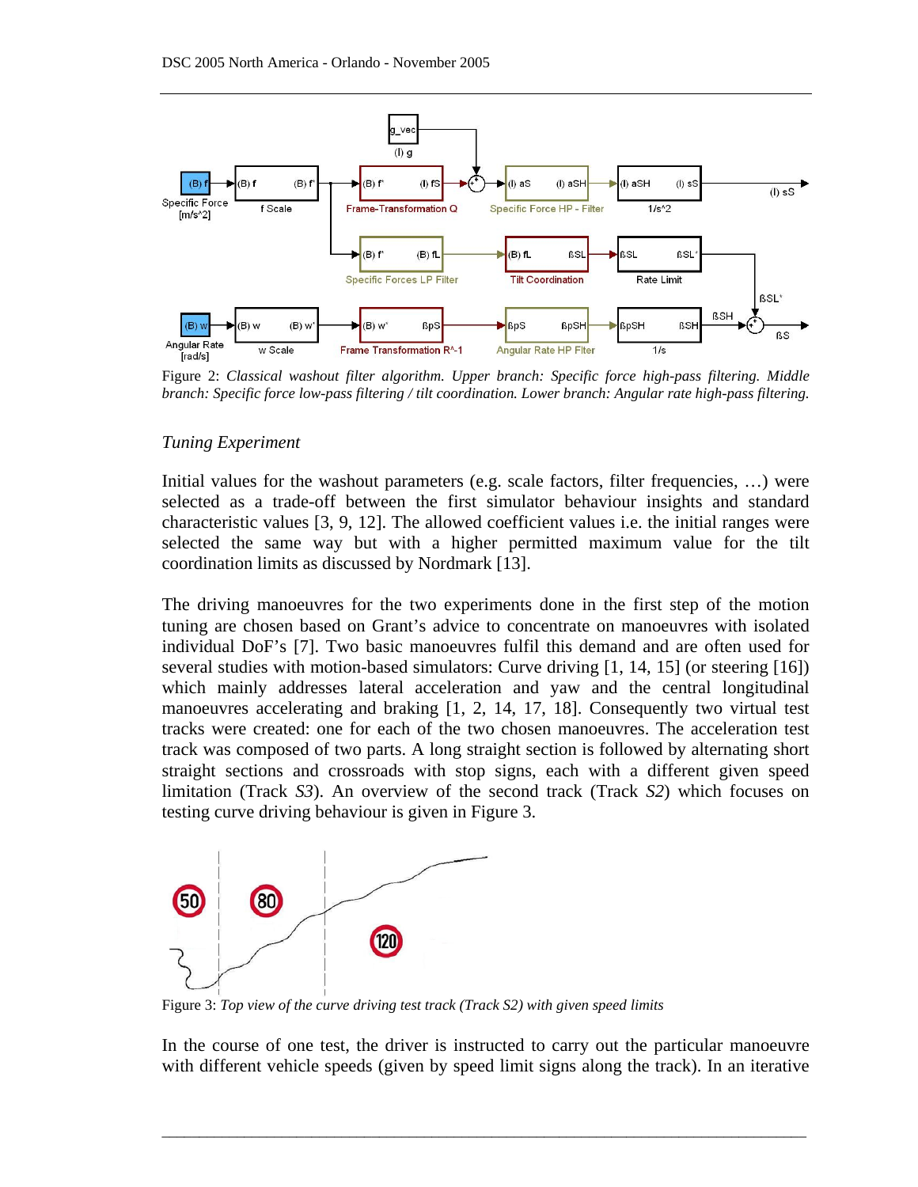Figure 2: *Classical washout filter algorithm. Upper branch: Specific force high-pass filtering. Middle branch: Specific force low-pass filtering / tilt coordination. Lower branch: Angular rate high-pass filtering.*

### *Tuning Experiment*

Initial values for the washout parameters (e.g. scale factors, filter frequencies, …) were selected as a trade-off between the first simulator behaviour insights and standard characteristic values [3, 9, 12]. The allowed coefficient values i.e. the initial ranges were selected the same way but with a higher permitted maximum value for the tilt coordination limits as discussed by Nordmark [13].

The driving manoeuvres for the two experiments done in the first step of the motion tuning are chosen based on Grant's advice to concentrate on manoeuvres with isolated individual DoF's [7]. Two basic manoeuvres fulfil this demand and are often used for several studies with motion-based simulators: Curve driving [1, 14, 15] (or steering [16]) which mainly addresses lateral acceleration and yaw and the central longitudinal manoeuvres accelerating and braking [1, 2, 14, 17, 18]. Consequently two virtual test tracks were created: one for each of the two chosen manoeuvres. The acceleration test track was composed of two parts. A long straight section is followed by alternating short straight sections and crossroads with stop signs, each with a different given speed limitation (Track *S3*). An overview of the second track (Track *S2*) which focuses on testing curve driving behaviour is given in Figure 3.

Figure 3: *Top view of the curve driving test track (Track S2) with given speed limits*

In the course of one test, the driver is instructed to carry out the particular manoeuvre with different vehicle speeds (given by speed limit signs along the track). In an iterative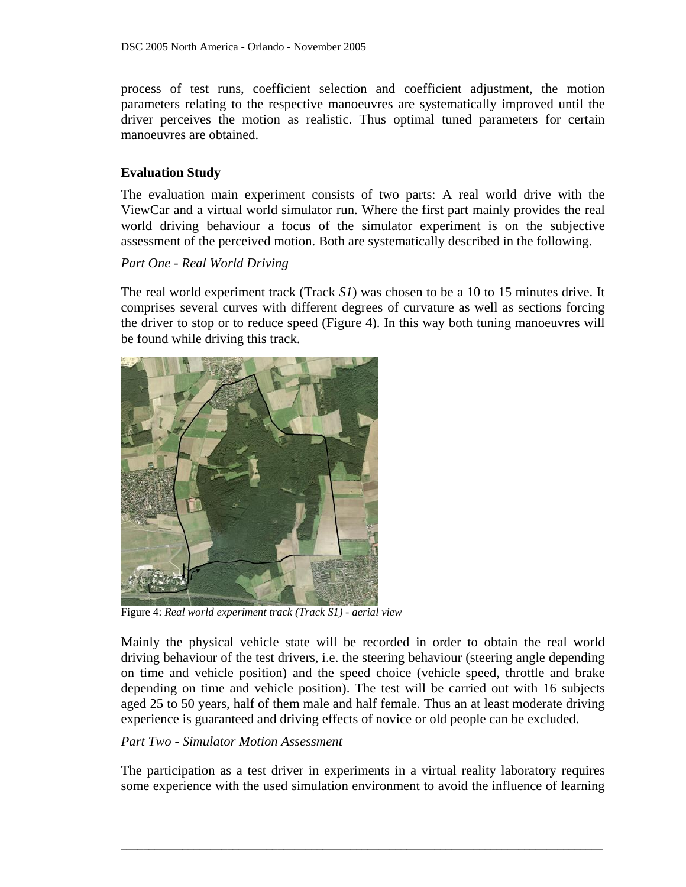process of test runs, coefficient selection and coefficient adjustment, the motion parameters relating to the respective manoeuvres are systematically improved until the driver perceives the motion as realistic. Thus optimal tuned parameters for certain manoeuvres are obtained.

### Evaluation Study

The evaluation main experiment consists of two parts: A real world drive with the ViewCar and a virtual world simulator run. Where the first part mainly provides the real world driving behaviour a focus of the simulator experiment is on the subjective assessment of the perceived motion. Both are systematically described in the following.

*Part One - Real World Driving*

The real world experiment track (Track *S1*) was chosen to be a 10 to 15 minutes drive. It comprises several curves with different degrees of curvature as well as sections forcing the driver to stop or to reduce speed (Figure 4). In this way both tuning manoeuvres will be found while driving this track.

Figure 4: *Real world experiment track (Track S1) - aerial view*

Mainly the physical vehicle state will be recorded in order to obtain the real world driving behaviour of the test drivers, i.e. the steering behaviour (steering angle depending on time and vehicle position) and the speed choice (vehicle speed, throttle and brake depending on time and vehicle position). The test will be carried out with 16 subjects aged 25 to 50 years, half of them male and half female. Thus an at least moderate driving experience is guaranteed and driving effects of novice or old people can be excluded.

*Part Two - Simulator Motion Assessment*

The participation as a test driver in experiments in a virtual reality laboratory requires some experience with the used simulation environment to avoid the influence of learning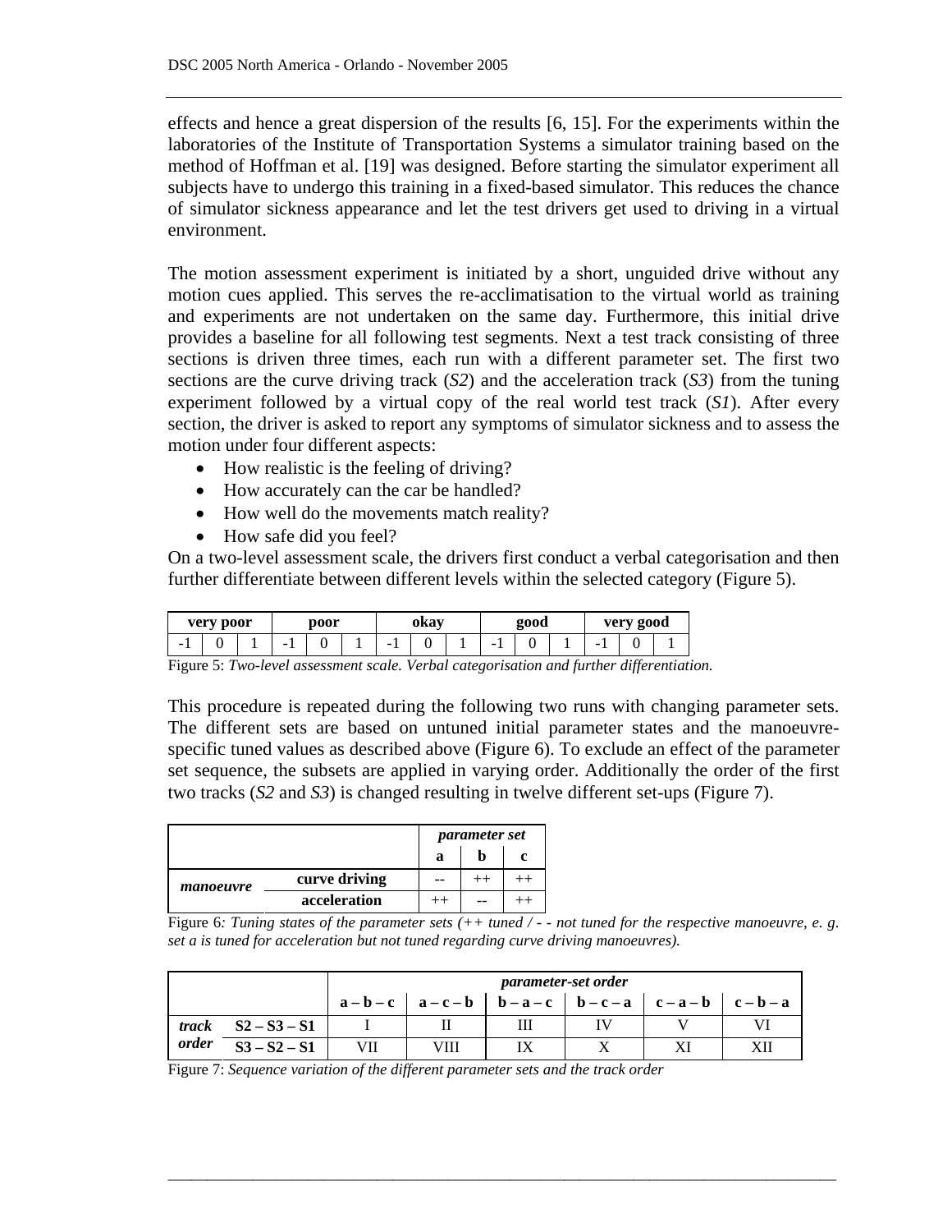effects and hence a great dispersion of the results [6, 15]. For the experiments within the laboratories of the Institute of Transportation Systems a simulator training based on the method of Hoffman et al. [19] was designed. Before starting the simulator experiment all subjects have to undergo this training in a fixed-based simulator. This reduces the chance of simulator sickness appearance and let the test drivers get used to driving in a virtual environment.

The motion assessment experiment is initiated by a short, unguided drive without any motion cues applied. This serves the re-acclimatisation to the virtual world as training and experiments are not undertaken on the same day. Furthermore, this initial drive provides a baseline for all following test segments. Next a test track consisting of three sections is driven three times, each run with a different parameter set. The first two sections are the curve driving track (*S2*) and the acceleration track (*S3*) from the tuning experiment followed by a virtual copy of the real world test track (*S1*). After every section, the driver is asked to report any symptoms of simulator sickness and to assess the motion under four different aspects:

- How realistic is the feeling of driving?
- How accurately can the car be handled?
- How well do the movements match reality?
- How safe did you feel?

On a two-level assessment scale, the drivers first conduct a verbal categorisation and then further differentiate between different levels within the selected category (Figure 5).

| very poor | | | poor | | | okay | | | good | | | very good | | |
|---|---|---|---|---|---|---|---|---|---|---|---|---|---|---|
| -1 | 0 | 1 | -1 | 0 | 1 | -1 | 0 | 1 | -1 | 0 | 1 | -1 | 0 | 1 |

Figure 5: *Two-level assessment scale. Verbal categorisation and further differentiation.*

This procedure is repeated during the following two runs with changing parameter sets. The different sets are based on untuned initial parameter states and the manoeuvre-specific tuned values as described above (Figure 6). To exclude an effect of the parameter set sequence, the subsets are applied in varying order. Additionally the order of the first two tracks (*S2* and *S3*) is changed resulting in twelve different set-ups (Figure 7).

| | | *parameter set* | | |
|---|---|---|---|---|
| | | **a** | **b** | **c** |
| ***manoeuvre*** | **curve driving** | -- | ++ | ++ |
| | **acceleration** | ++ | -- | ++ |

Figure 6*: Tuning states of the parameter sets (++ tuned / - - not tuned for the respective manoeuvre, e. g. set a is tuned for acceleration but not tuned regarding curve driving manoeuvres).*

| | | *parameter-set order* | | | | | |
|---|---|---|---|---|---|---|---|
| | | **a – b – c** | **a – c – b** | **b – a – c** | **b – c – a** | **c – a – b** | **c – b – a** |
| ***track order*** | **S2 – S3 – S1** | I | II | III | IV | V | VI |
| | **S3 – S2 – S1** | VII | VIII | IX | X | XI | XII |

Figure 7: *Sequence variation of the different parameter sets and the track order*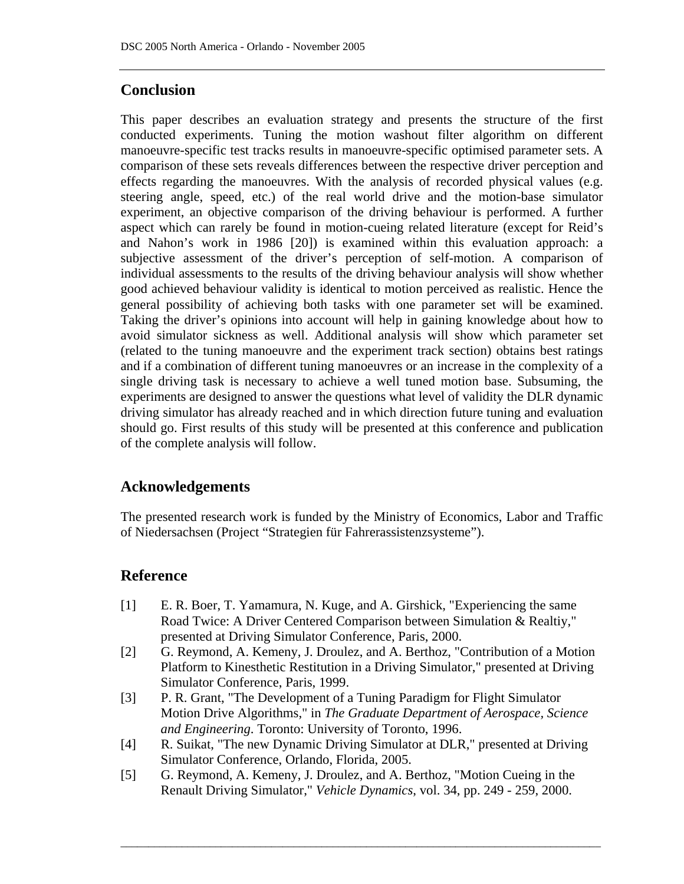## Conclusion

This paper describes an evaluation strategy and presents the structure of the first conducted experiments. Tuning the motion washout filter algorithm on different manoeuvre-specific test tracks results in manoeuvre-specific optimised parameter sets. A comparison of these sets reveals differences between the respective driver perception and effects regarding the manoeuvres. With the analysis of recorded physical values (e.g. steering angle, speed, etc.) of the real world drive and the motion-base simulator experiment, an objective comparison of the driving behaviour is performed. A further aspect which can rarely be found in motion-cueing related literature (except for Reid's and Nahon's work in 1986 [20]) is examined within this evaluation approach: a subjective assessment of the driver's perception of self-motion. A comparison of individual assessments to the results of the driving behaviour analysis will show whether good achieved behaviour validity is identical to motion perceived as realistic. Hence the general possibility of achieving both tasks with one parameter set will be examined. Taking the driver's opinions into account will help in gaining knowledge about how to avoid simulator sickness as well. Additional analysis will show which parameter set (related to the tuning manoeuvre and the experiment track section) obtains best ratings and if a combination of different tuning manoeuvres or an increase in the complexity of a single driving task is necessary to achieve a well tuned motion base. Subsuming, the experiments are designed to answer the questions what level of validity the DLR dynamic driving simulator has already reached and in which direction future tuning and evaluation should go. First results of this study will be presented at this conference and publication of the complete analysis will follow.

## Acknowledgements

The presented research work is funded by the Ministry of Economics, Labor and Traffic of Niedersachsen (Project "Strategien für Fahrerassistenzsysteme").

## Reference

[1] E. R. Boer, T. Yamamura, N. Kuge, and A. Girshick, "Experiencing the same Road Twice: A Driver Centered Comparison between Simulation & Realtiy," presented at Driving Simulator Conference, Paris, 2000.

[2] G. Reymond, A. Kemeny, J. Droulez, and A. Berthoz, "Contribution of a Motion Platform to Kinesthetic Restitution in a Driving Simulator," presented at Driving Simulator Conference, Paris, 1999.

[3] P. R. Grant, "The Development of a Tuning Paradigm for Flight Simulator Motion Drive Algorithms," in *The Graduate Department of Aerospace, Science and Engineering*. Toronto: University of Toronto, 1996.

[4] R. Suikat, "The new Dynamic Driving Simulator at DLR," presented at Driving Simulator Conference, Orlando, Florida, 2005.

[5] G. Reymond, A. Kemeny, J. Droulez, and A. Berthoz, "Motion Cueing in the Renault Driving Simulator," *Vehicle Dynamics*, vol. 34, pp. 249 - 259, 2000.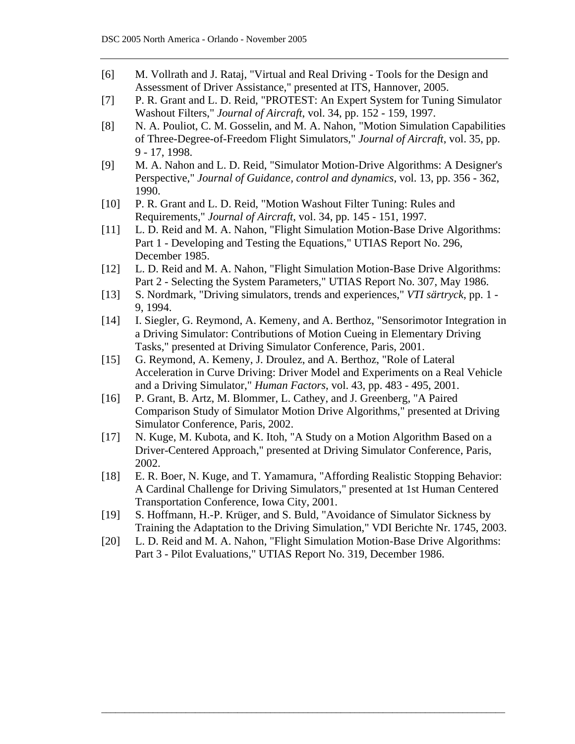[6] M. Vollrath and J. Rataj, "Virtual and Real Driving - Tools for the Design and Assessment of Driver Assistance," presented at ITS, Hannover, 2005.

[7] P. R. Grant and L. D. Reid, "PROTEST: An Expert System for Tuning Simulator Washout Filters," *Journal of Aircraft*, vol. 34, pp. 152 - 159, 1997.

[8] N. A. Pouliot, C. M. Gosselin, and M. A. Nahon, "Motion Simulation Capabilities of Three-Degree-of-Freedom Flight Simulators," *Journal of Aircraft*, vol. 35, pp. 9 - 17, 1998.

[9] M. A. Nahon and L. D. Reid, "Simulator Motion-Drive Algorithms: A Designer's Perspective," *Journal of Guidance, control and dynamics*, vol. 13, pp. 356 - 362, 1990.

[10] P. R. Grant and L. D. Reid, "Motion Washout Filter Tuning: Rules and Requirements," *Journal of Aircraft*, vol. 34, pp. 145 - 151, 1997.

[11] L. D. Reid and M. A. Nahon, "Flight Simulation Motion-Base Drive Algorithms: Part 1 - Developing and Testing the Equations," UTIAS Report No. 296, December 1985.

[12] L. D. Reid and M. A. Nahon, "Flight Simulation Motion-Base Drive Algorithms: Part 2 - Selecting the System Parameters," UTIAS Report No. 307, May 1986.

[13] S. Nordmark, "Driving simulators, trends and experiences," *VTI särtryck*, pp. 1 - 9, 1994.

[14] I. Siegler, G. Reymond, A. Kemeny, and A. Berthoz, "Sensorimotor Integration in a Driving Simulator: Contributions of Motion Cueing in Elementary Driving Tasks," presented at Driving Simulator Conference, Paris, 2001.

[15] G. Reymond, A. Kemeny, J. Droulez, and A. Berthoz, "Role of Lateral Acceleration in Curve Driving: Driver Model and Experiments on a Real Vehicle and a Driving Simulator," *Human Factors*, vol. 43, pp. 483 - 495, 2001.

[16] P. Grant, B. Artz, M. Blommer, L. Cathey, and J. Greenberg, "A Paired Comparison Study of Simulator Motion Drive Algorithms," presented at Driving Simulator Conference, Paris, 2002.

[17] N. Kuge, M. Kubota, and K. Itoh, "A Study on a Motion Algorithm Based on a Driver-Centered Approach," presented at Driving Simulator Conference, Paris, 2002.

[18] E. R. Boer, N. Kuge, and T. Yamamura, "Affording Realistic Stopping Behavior: A Cardinal Challenge for Driving Simulators," presented at 1st Human Centered Transportation Conference, Iowa City, 2001.

[19] S. Hoffmann, H.-P. Krüger, and S. Buld, "Avoidance of Simulator Sickness by Training the Adaptation to the Driving Simulation," VDI Berichte Nr. 1745, 2003.

[20] L. D. Reid and M. A. Nahon, "Flight Simulation Motion-Base Drive Algorithms: Part 3 - Pilot Evaluations," UTIAS Report No. 319, December 1986.